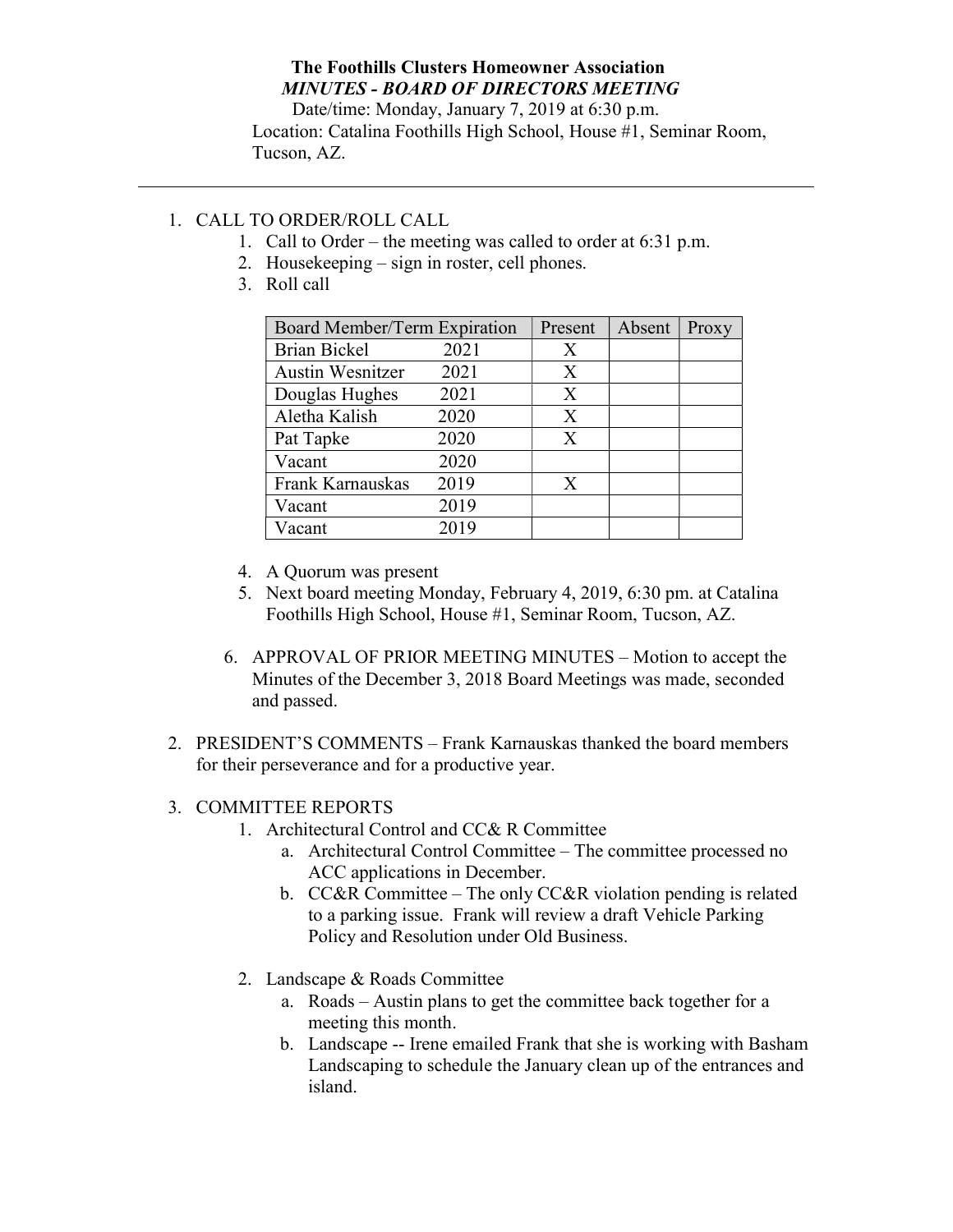**The Foothills Clusters Homeowner Association**

***MINUTES - BOARD OF DIRECTORS MEETING***

Date/time: Monday, January 7, 2019 at 6:30 p.m.

Location: Catalina Foothills High School, House #1, Seminar Room, Tucson, AZ.

---

1. CALL TO ORDER/ROLL CALL
    1. Call to Order – the meeting was called to order at 6:31 p.m.
    2. Housekeeping – sign in roster, cell phones.
    3. Roll call

| Board Member/Term Expiration | Present | Absent | Proxy |
|---|---|---|---|
| Brian Bickel 2021 | X | | |
| Austin Wesnitzer 2021 | X | | |
| Douglas Hughes 2021 | X | | |
| Aletha Kalish 2020 | X | | |
| Pat Tapke 2020 | X | | |
| Vacant 2020 | | | |
| Frank Karnauskas 2019 | X | | |
| Vacant 2019 | | | |
| Vacant 2019 | | | |

    4. A Quorum was present
    5. Next board meeting Monday, February 4, 2019, 6:30 pm. at Catalina Foothills High School, House #1, Seminar Room, Tucson, AZ.
    6. APPROVAL OF PRIOR MEETING MINUTES – Motion to accept the Minutes of the December 3, 2018 Board Meetings was made, seconded and passed.

2. PRESIDENT'S COMMENTS – Frank Karnauskas thanked the board members for their perseverance and for a productive year.

3. COMMITTEE REPORTS
    1. Architectural Control and CC& R Committee
        a. Architectural Control Committee – The committee processed no ACC applications in December.
        b. CC&R Committee – The only CC&R violation pending is related to a parking issue. Frank will review a draft Vehicle Parking Policy and Resolution under Old Business.
    2. Landscape & Roads Committee
        a. Roads – Austin plans to get the committee back together for a meeting this month.
        b. Landscape -- Irene emailed Frank that she is working with Basham Landscaping to schedule the January clean up of the entrances and island.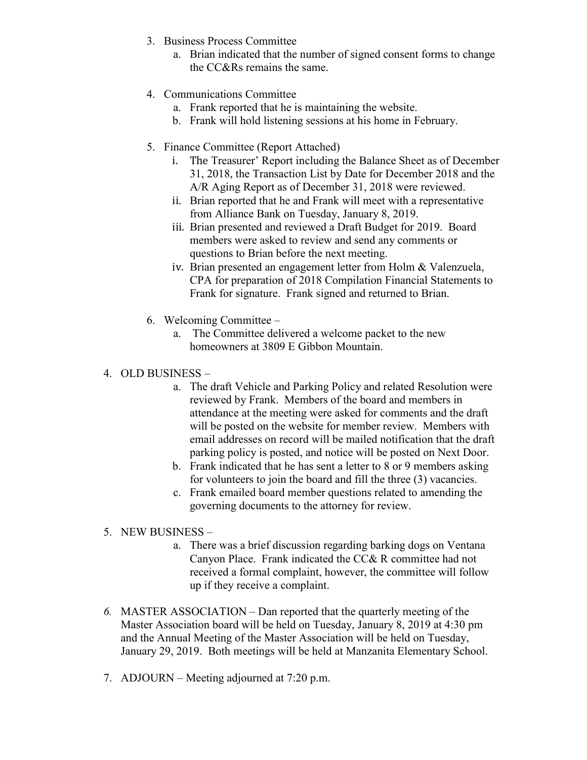3. Business Process Committee
    a. Brian indicated that the number of signed consent forms to change the CC&Rs remains the same.

4. Communications Committee
    a. Frank reported that he is maintaining the website.
    b. Frank will hold listening sessions at his home in February.

5. Finance Committee (Report Attached)
    i. The Treasurer' Report including the Balance Sheet as of December 31, 2018, the Transaction List by Date for December 2018 and the A/R Aging Report as of December 31, 2018 were reviewed.
    ii. Brian reported that he and Frank will meet with a representative from Alliance Bank on Tuesday, January 8, 2019.
    iii. Brian presented and reviewed a Draft Budget for 2019. Board members were asked to review and send any comments or questions to Brian before the next meeting.
    iv. Brian presented an engagement letter from Holm & Valenzuela, CPA for preparation of 2018 Compilation Financial Statements to Frank for signature. Frank signed and returned to Brian.

6. Welcoming Committee –
    a. The Committee delivered a welcome packet to the new homeowners at 3809 E Gibbon Mountain.

4. OLD BUSINESS –
    a. The draft Vehicle and Parking Policy and related Resolution were reviewed by Frank. Members of the board and members in attendance at the meeting were asked for comments and the draft will be posted on the website for member review. Members with email addresses on record will be mailed notification that the draft parking policy is posted, and notice will be posted on Next Door.
    b. Frank indicated that he has sent a letter to 8 or 9 members asking for volunteers to join the board and fill the three (3) vacancies.
    c. Frank emailed board member questions related to amending the governing documents to the attorney for review.

5. NEW BUSINESS –
    a. There was a brief discussion regarding barking dogs on Ventana Canyon Place. Frank indicated the CC& R committee had not received a formal complaint, however, the committee will follow up if they receive a complaint.

6. MASTER ASSOCIATION – Dan reported that the quarterly meeting of the Master Association board will be held on Tuesday, January 8, 2019 at 4:30 pm and the Annual Meeting of the Master Association will be held on Tuesday, January 29, 2019. Both meetings will be held at Manzanita Elementary School.

7. ADJOURN – Meeting adjourned at 7:20 p.m.